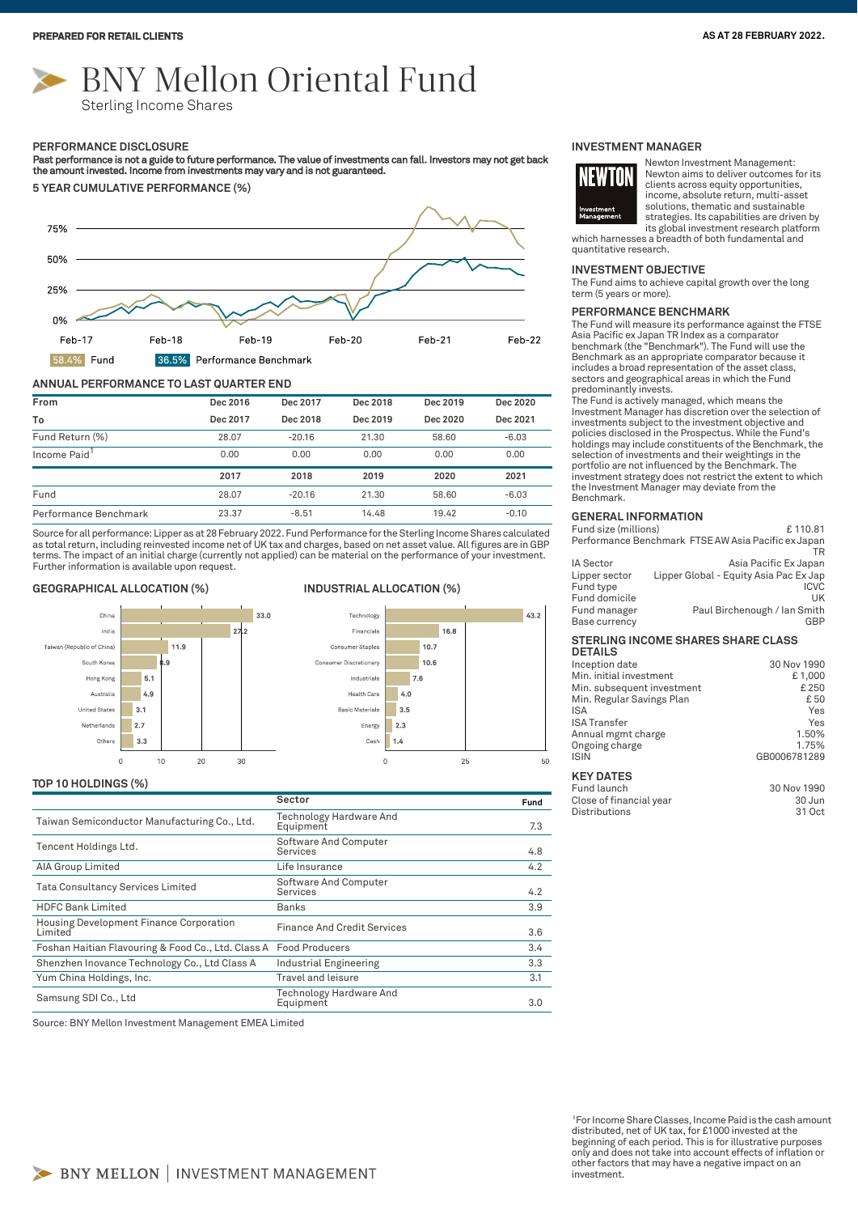PREPARED FOR RETAIL CLIENTS

AS AT 28 FEBRUARY 2022.

# BNY Mellon Oriental Fund

Sterling Income Shares

## PERFORMANCE DISCLOSURE

**Past performance is not a guide to future performance. The value of investments can fall. Investors may not get back the amount invested. Income from investments may vary and is not guaranteed.**

### 5 YEAR CUMULATIVE PERFORMANCE (%)

58.4% Fund

36.5% Performance Benchmark

### ANNUAL PERFORMANCE TO LAST QUARTER END

| From | Dec 2016 | Dec 2017 | Dec 2018 | Dec 2019 | Dec 2020 |
|---|---|---|---|---|---|
| To | Dec 2017 | Dec 2018 | Dec 2019 | Dec 2020 | Dec 2021 |
| Fund Return (%) | 28.07 | -20.16 | 21.30 | 58.60 | -6.03 |
| Income Paid[1] | 0.00 | 0.00 | 0.00 | 0.00 | 0.00 |

| | 2017 | 2018 | 2019 | 2020 | 2021 |
|---|---|---|---|---|---|
| Fund | 28.07 | -20.16 | 21.30 | 58.60 | -6.03 |
| Performance Benchmark | 23.37 | -8.51 | 14.48 | 19.42 | -0.10 |

Source for all performance: Lipper as at 28 February 2022. Fund Performance for the Sterling Income Shares calculated as total return, including reinvested income net of UK tax and charges, based on net asset value. All figures are in GBP terms. The impact of an initial charge (currently not applied) can be material on the performance of your investment. Further information is available upon request.

### GEOGRAPHICAL ALLOCATION (%)

| Country | % |
|---|---|
| China | 33.0 |
| India | 27.2 |
| Taiwan (Republic of China) | 11.9 |
| South Korea | 8.9 |
| Hong Kong | 5.1 |
| Australia | 4.9 |
| United States | 3.1 |
| Netherlands | 2.7 |
| Others | 3.3 |

### INDUSTRIAL ALLOCATION (%)

| Industry | % |
|---|---|
| Technology | 43.2 |
| Financials | 16.8 |
| Consumer Staples | 10.7 |
| Consumer Discretionary | 10.6 |
| Industrials | 7.6 |
| Health Care | 4.0 |
| Basic Materials | 3.5 |
| Energy | 2.3 |
| Cash | 1.4 |

### TOP 10 HOLDINGS (%)

| | Sector | Fund |
|---|---|---|
| Taiwan Semiconductor Manufacturing Co., Ltd. | Technology Hardware And Equipment | 7.3 |
| Tencent Holdings Ltd. | Software And Computer Services | 4.8 |
| AIA Group Limited | Life Insurance | 4.2 |
| Tata Consultancy Services Limited | Software And Computer Services | 4.2 |
| HDFC Bank Limited | Banks | 3.9 |
| Housing Development Finance Corporation Limited | Finance And Credit Services | 3.6 |
| Foshan Haitian Flavouring & Food Co., Ltd. Class A | Food Producers | 3.4 |
| Shenzhen Inovance Technology Co., Ltd Class A | Industrial Engineering | 3.3 |
| Yum China Holdings, Inc. | Travel and leisure | 3.1 |
| Samsung SDI Co., Ltd | Technology Hardware And Equipment | 3.0 |

Source: BNY Mellon Investment Management EMEA Limited

## INVESTMENT MANAGER

Newton Investment Management: Newton aims to deliver outcomes for its clients across equity opportunities, income, absolute return, multi-asset solutions, thematic and sustainable strategies. Its capabilities are driven by its global investment research platform which harnesses a breadth of both fundamental and quantitative research.

## INVESTMENT OBJECTIVE

The Fund aims to achieve capital growth over the long term (5 years or more).

## PERFORMANCE BENCHMARK

The Fund will measure its performance against the FTSE Asia Pacific ex Japan TR Index as a comparator benchmark (the "Benchmark"). The Fund will use the Benchmark as an appropriate comparator because it includes a broad representation of the asset class, sectors and geographical areas in which the Fund predominantly invests.

The Fund is actively managed, which means the Investment Manager has discretion over the selection of investments subject to the investment objective and policies disclosed in the Prospectus. While the Fund's holdings may include constituents of the Benchmark, the selection of investments and their weightings in the portfolio are not influenced by the Benchmark. The investment strategy does not restrict the extent to which the Investment Manager may deviate from the Benchmark.

## GENERAL INFORMATION

| | |
|---|---|
| Fund size (millions) | £ 110.81 |
| Performance Benchmark | FTSE AW Asia Pacific ex Japan TR |
| IA Sector | Asia Pacific Ex Japan |
| Lipper sector | Lipper Global - Equity Asia Pac Ex Jap |
| Fund type | ICVC |
| Fund domicile | UK |
| Fund manager | Paul Birchenough / Ian Smith |
| Base currency | GBP |

## STERLING INCOME SHARES SHARE CLASS DETAILS

| | |
|---|---|
| Inception date | 30 Nov 1990 |
| Min. initial investment | £ 1,000 |
| Min. subsequent investment | £ 250 |
| Min. Regular Savings Plan | £ 50 |
| ISA | Yes |
| ISA Transfer | Yes |
| Annual mgmt charge | 1.50% |
| Ongoing charge | 1.75% |
| ISIN | GB0006781289 |

## KEY DATES

| | |
|---|---|
| Fund launch | 30 Nov 1990 |
| Close of financial year | 30 Jun |
| Distributions | 31 Oct |

[1] For Income Share Classes, Income Paid is the cash amount distributed, net of UK tax, for £1000 invested at the beginning of each period. This is for illustrative purposes only and does not take into account effects of inflation or other factors that may have a negative impact on an investment.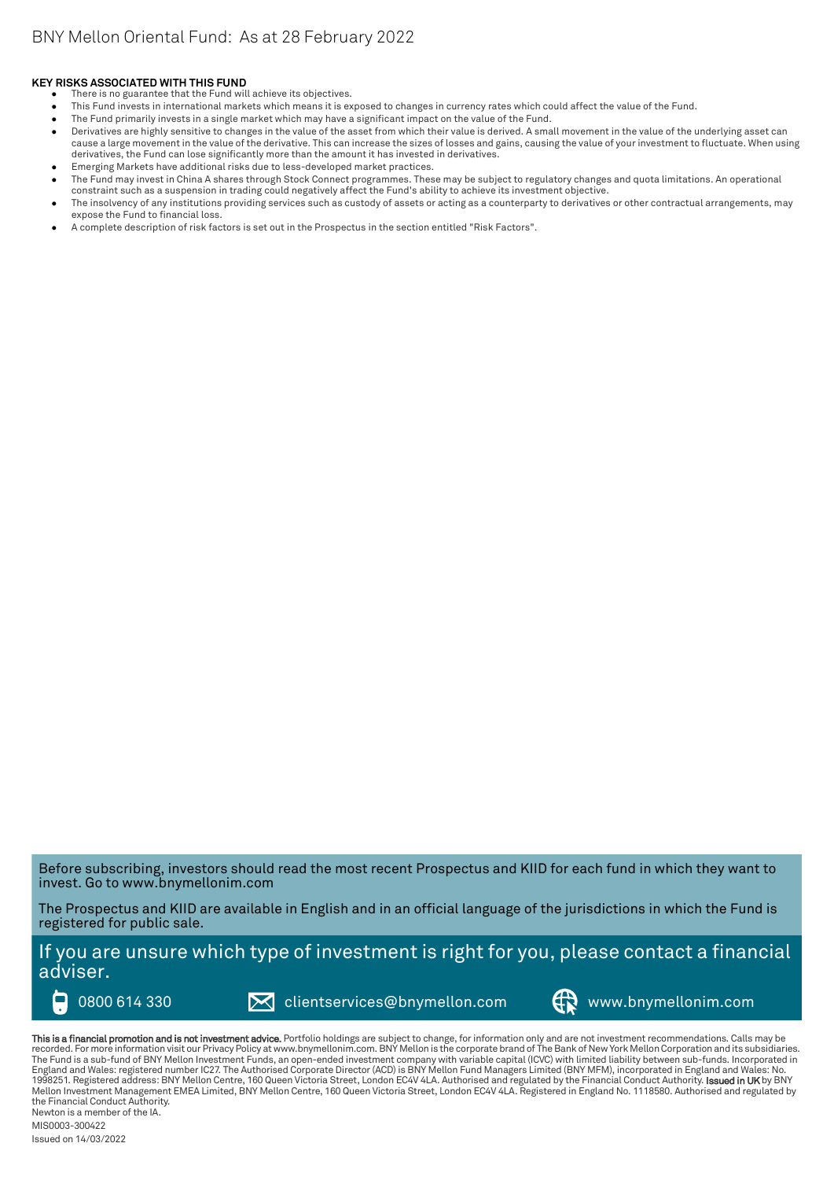# BNY Mellon Oriental Fund: As at 28 February 2022

**KEY RISKS ASSOCIATED WITH THIS FUND**

- There is no guarantee that the Fund will achieve its objectives.
- This Fund invests in international markets which means it is exposed to changes in currency rates which could affect the value of the Fund.
- The Fund primarily invests in a single market which may have a significant impact on the value of the Fund.
- Derivatives are highly sensitive to changes in the value of the asset from which their value is derived. A small movement in the value of the underlying asset can cause a large movement in the value of the derivative. This can increase the sizes of losses and gains, causing the value of your investment to fluctuate. When using derivatives, the Fund can lose significantly more than the amount it has invested in derivatives.
- Emerging Markets have additional risks due to less-developed market practices.
- The Fund may invest in China A shares through Stock Connect programmes. These may be subject to regulatory changes and quota limitations. An operational constraint such as a suspension in trading could negatively affect the Fund's ability to achieve its investment objective.
- The insolvency of any institutions providing services such as custody of assets or acting as a counterparty to derivatives or other contractual arrangements, may expose the Fund to financial loss.
- A complete description of risk factors is set out in the Prospectus in the section entitled "Risk Factors".

Before subscribing, investors should read the most recent Prospectus and KIID for each fund in which they want to invest. Go to www.bnymellonim.com

The Prospectus and KIID are available in English and in an official language of the jurisdictions in which the Fund is registered for public sale.

If you are unsure which type of investment is right for you, please contact a financial adviser.

0800 614 330 clientservices@bnymellon.com www.bnymellonim.com

**This is a financial promotion and is not investment advice.** Portfolio holdings are subject to change, for information only and are not investment recommendations. Calls may be recorded. For more information visit our Privacy Policy at www.bnymellonim.com. BNY Mellon is the corporate brand of The Bank of New York Mellon Corporation and its subsidiaries. The Fund is a sub-fund of BNY Mellon Investment Funds, an open-ended investment company with variable capital (ICVC) with limited liability between sub-funds. Incorporated in England and Wales: registered number IC27. The Authorised Corporate Director (ACD) is BNY Mellon Fund Managers Limited (BNY MFM), incorporated in England and Wales: No. 1998251. Registered address: BNY Mellon Centre, 160 Queen Victoria Street, London EC4V 4LA. Authorised and regulated by the Financial Conduct Authority. **Issued in UK** by BNY Mellon Investment Management EMEA Limited, BNY Mellon Centre, 160 Queen Victoria Street, London EC4V 4LA. Registered in England No. 1118580. Authorised and regulated by the Financial Conduct Authority.
Newton is a member of the IA.
MIS0003-300422
Issued on 14/03/2022